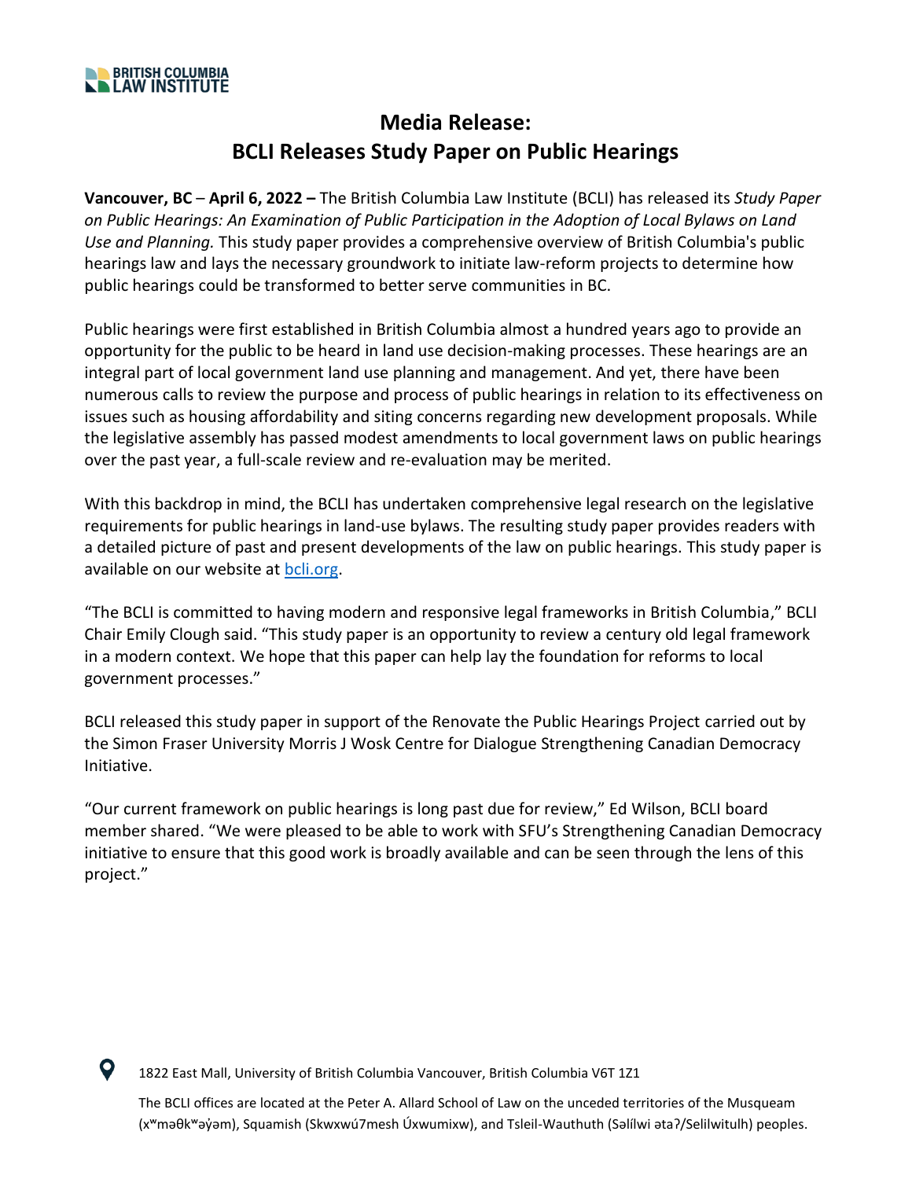BRITISH COLUMBIA LAW INSTITUTE

# Media Release: BCLI Releases Study Paper on Public Hearings

**Vancouver, BC** – **April 6, 2022 –** The British Columbia Law Institute (BCLI) has released its *Study Paper on Public Hearings: An Examination of Public Participation in the Adoption of Local Bylaws on Land Use and Planning.* This study paper provides a comprehensive overview of British Columbia's public hearings law and lays the necessary groundwork to initiate law-reform projects to determine how public hearings could be transformed to better serve communities in BC.

Public hearings were first established in British Columbia almost a hundred years ago to provide an opportunity for the public to be heard in land use decision-making processes. These hearings are an integral part of local government land use planning and management. And yet, there have been numerous calls to review the purpose and process of public hearings in relation to its effectiveness on issues such as housing affordability and siting concerns regarding new development proposals. While the legislative assembly has passed modest amendments to local government laws on public hearings over the past year, a full-scale review and re-evaluation may be merited.

With this backdrop in mind, the BCLI has undertaken comprehensive legal research on the legislative requirements for public hearings in land-use bylaws. The resulting study paper provides readers with a detailed picture of past and present developments of the law on public hearings. This study paper is available on our website at [bcli.org](bcli.org).

"The BCLI is committed to having modern and responsive legal frameworks in British Columbia," BCLI Chair Emily Clough said. "This study paper is an opportunity to review a century old legal framework in a modern context. We hope that this paper can help lay the foundation for reforms to local government processes."

BCLI released this study paper in support of the Renovate the Public Hearings Project carried out by the Simon Fraser University Morris J Wosk Centre for Dialogue Strengthening Canadian Democracy Initiative.

"Our current framework on public hearings is long past due for review," Ed Wilson, BCLI board member shared. "We were pleased to be able to work with SFU's Strengthening Canadian Democracy initiative to ensure that this good work is broadly available and can be seen through the lens of this project."

1822 East Mall, University of British Columbia Vancouver, British Columbia V6T 1Z1

The BCLI offices are located at the Peter A. Allard School of Law on the unceded territories of the Musqueam (xʷməθkʷəy̓əm), Squamish (Skwxwú7mesh Úxwumixw), and Tsleil-Wauthuth (Səlílwi ətaʔ/Selilwitulh) peoples.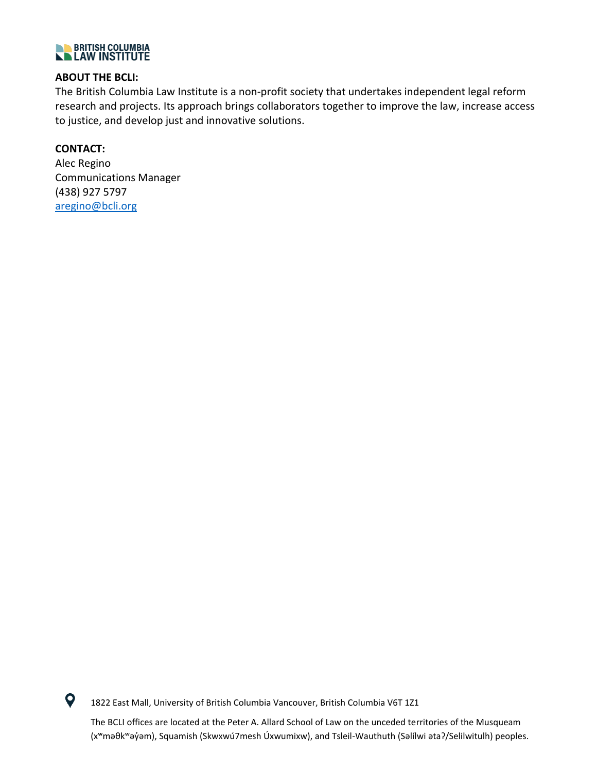BRITISH COLUMBIA LAW INSTITUTE

**ABOUT THE BCLI:**

The British Columbia Law Institute is a non-profit society that undertakes independent legal reform research and projects. Its approach brings collaborators together to improve the law, increase access to justice, and develop just and innovative solutions.

**CONTACT:**

Alec Regino
Communications Manager
(438) 927 5797
aregino@bcli.org

1822 East Mall, University of British Columbia Vancouver, British Columbia V6T 1Z1

The BCLI offices are located at the Peter A. Allard School of Law on the unceded territories of the Musqueam (xʷməθkʷəy̓əm), Squamish (Skwxwú7mesh Úxwumixw), and Tsleil-Wauthuth (Səlílwi ətaʔ/Selilwitulh) peoples.